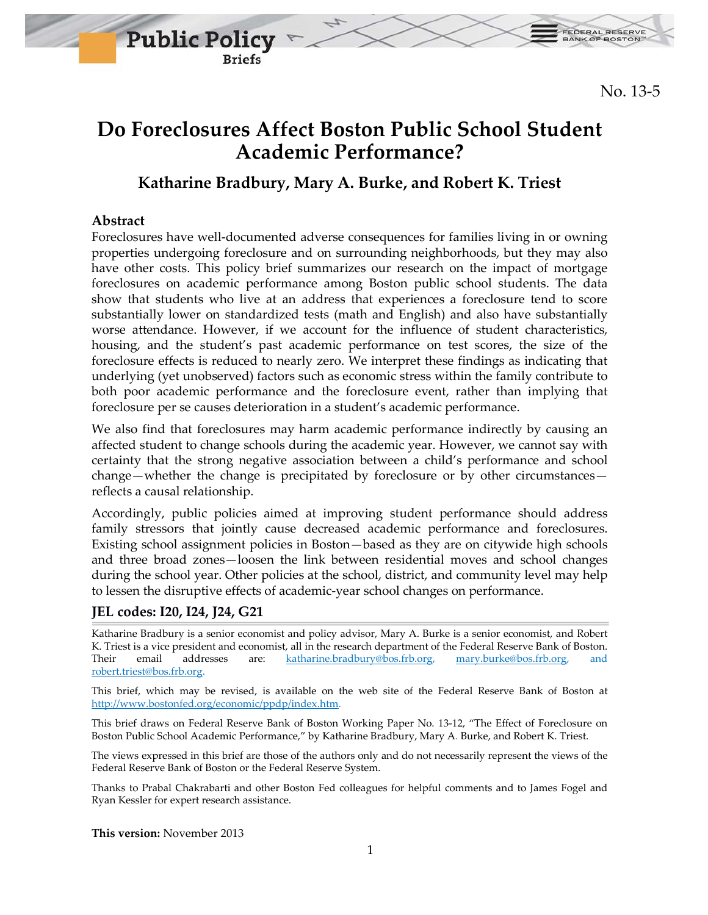Public Policy Briefs

FEDERAL RESERVE BANK OF BOSTON

No. 13-5

# Do Foreclosures Affect Boston Public School Student Academic Performance?

## Katharine Bradbury, Mary A. Burke, and Robert K. Triest

### Abstract

Foreclosures have well-documented adverse consequences for families living in or owning properties undergoing foreclosure and on surrounding neighborhoods, but they may also have other costs. This policy brief summarizes our research on the impact of mortgage foreclosures on academic performance among Boston public school students. The data show that students who live at an address that experiences a foreclosure tend to score substantially lower on standardized tests (math and English) and also have substantially worse attendance. However, if we account for the influence of student characteristics, housing, and the student's past academic performance on test scores, the size of the foreclosure effects is reduced to nearly zero. We interpret these findings as indicating that underlying (yet unobserved) factors such as economic stress within the family contribute to both poor academic performance and the foreclosure event, rather than implying that foreclosure per se causes deterioration in a student's academic performance.

We also find that foreclosures may harm academic performance indirectly by causing an affected student to change schools during the academic year. However, we cannot say with certainty that the strong negative association between a child's performance and school change—whether the change is precipitated by foreclosure or by other circumstances—reflects a causal relationship.

Accordingly, public policies aimed at improving student performance should address family stressors that jointly cause decreased academic performance and foreclosures. Existing school assignment policies in Boston—based as they are on citywide high schools and three broad zones—loosen the link between residential moves and school changes during the school year. Other policies at the school, district, and community level may help to lessen the disruptive effects of academic-year school changes on performance.

### JEL codes: I20, I24, J24, G21

Katharine Bradbury is a senior economist and policy advisor, Mary A. Burke is a senior economist, and Robert K. Triest is a vice president and economist, all in the research department of the Federal Reserve Bank of Boston. Their email addresses are: katharine.bradbury@bos.frb.org, mary.burke@bos.frb.org, and robert.triest@bos.frb.org.

This brief, which may be revised, is available on the web site of the Federal Reserve Bank of Boston at http://www.bostonfed.org/economic/ppdp/index.htm.

This brief draws on Federal Reserve Bank of Boston Working Paper No. 13-12, "The Effect of Foreclosure on Boston Public School Academic Performance," by Katharine Bradbury, Mary A. Burke, and Robert K. Triest.

The views expressed in this brief are those of the authors only and do not necessarily represent the views of the Federal Reserve Bank of Boston or the Federal Reserve System.

Thanks to Prabal Chakrabarti and other Boston Fed colleagues for helpful comments and to James Fogel and Ryan Kessler for expert research assistance.

**This version:** November 2013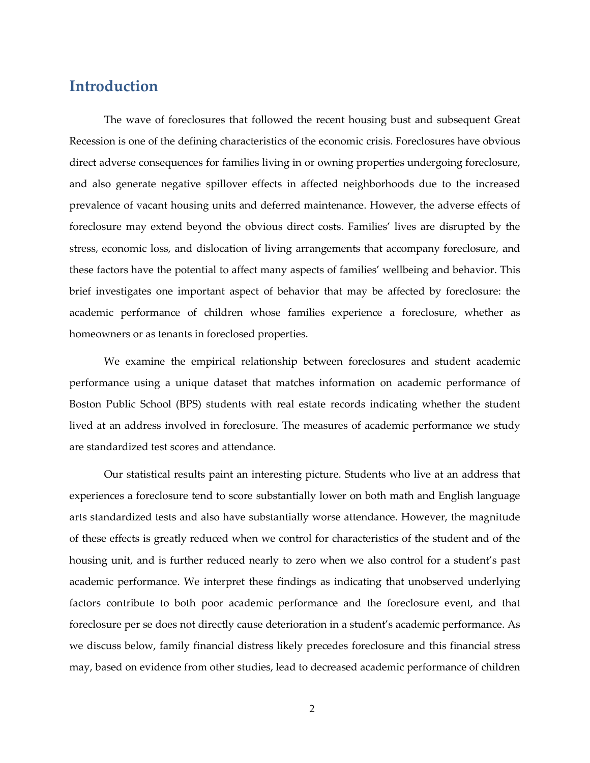## Introduction

The wave of foreclosures that followed the recent housing bust and subsequent Great Recession is one of the defining characteristics of the economic crisis. Foreclosures have obvious direct adverse consequences for families living in or owning properties undergoing foreclosure, and also generate negative spillover effects in affected neighborhoods due to the increased prevalence of vacant housing units and deferred maintenance. However, the adverse effects of foreclosure may extend beyond the obvious direct costs. Families' lives are disrupted by the stress, economic loss, and dislocation of living arrangements that accompany foreclosure, and these factors have the potential to affect many aspects of families' wellbeing and behavior. This brief investigates one important aspect of behavior that may be affected by foreclosure: the academic performance of children whose families experience a foreclosure, whether as homeowners or as tenants in foreclosed properties.

We examine the empirical relationship between foreclosures and student academic performance using a unique dataset that matches information on academic performance of Boston Public School (BPS) students with real estate records indicating whether the student lived at an address involved in foreclosure. The measures of academic performance we study are standardized test scores and attendance.

Our statistical results paint an interesting picture. Students who live at an address that experiences a foreclosure tend to score substantially lower on both math and English language arts standardized tests and also have substantially worse attendance. However, the magnitude of these effects is greatly reduced when we control for characteristics of the student and of the housing unit, and is further reduced nearly to zero when we also control for a student's past academic performance. We interpret these findings as indicating that unobserved underlying factors contribute to both poor academic performance and the foreclosure event, and that foreclosure per se does not directly cause deterioration in a student's academic performance. As we discuss below, family financial distress likely precedes foreclosure and this financial stress may, based on evidence from other studies, lead to decreased academic performance of children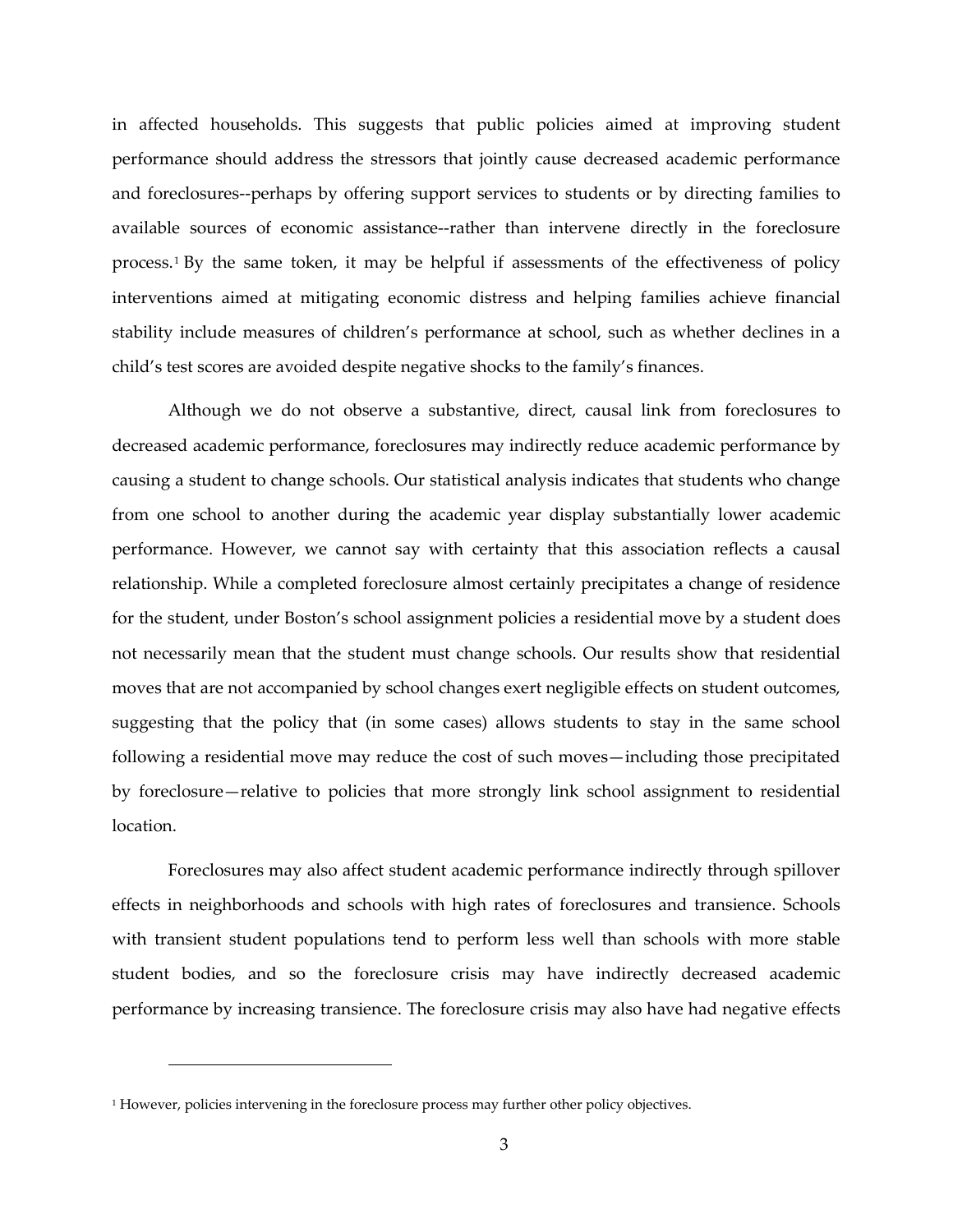in affected households. This suggests that public policies aimed at improving student performance should address the stressors that jointly cause decreased academic performance and foreclosures--perhaps by offering support services to students or by directing families to available sources of economic assistance--rather than intervene directly in the foreclosure process.[1] By the same token, it may be helpful if assessments of the effectiveness of policy interventions aimed at mitigating economic distress and helping families achieve financial stability include measures of children's performance at school, such as whether declines in a child's test scores are avoided despite negative shocks to the family's finances.

Although we do not observe a substantive, direct, causal link from foreclosures to decreased academic performance, foreclosures may indirectly reduce academic performance by causing a student to change schools. Our statistical analysis indicates that students who change from one school to another during the academic year display substantially lower academic performance. However, we cannot say with certainty that this association reflects a causal relationship. While a completed foreclosure almost certainly precipitates a change of residence for the student, under Boston's school assignment policies a residential move by a student does not necessarily mean that the student must change schools. Our results show that residential moves that are not accompanied by school changes exert negligible effects on student outcomes, suggesting that the policy that (in some cases) allows students to stay in the same school following a residential move may reduce the cost of such moves—including those precipitated by foreclosure—relative to policies that more strongly link school assignment to residential location.

Foreclosures may also affect student academic performance indirectly through spillover effects in neighborhoods and schools with high rates of foreclosures and transience. Schools with transient student populations tend to perform less well than schools with more stable student bodies, and so the foreclosure crisis may have indirectly decreased academic performance by increasing transience. The foreclosure crisis may also have had negative effects

[1] However, policies intervening in the foreclosure process may further other policy objectives.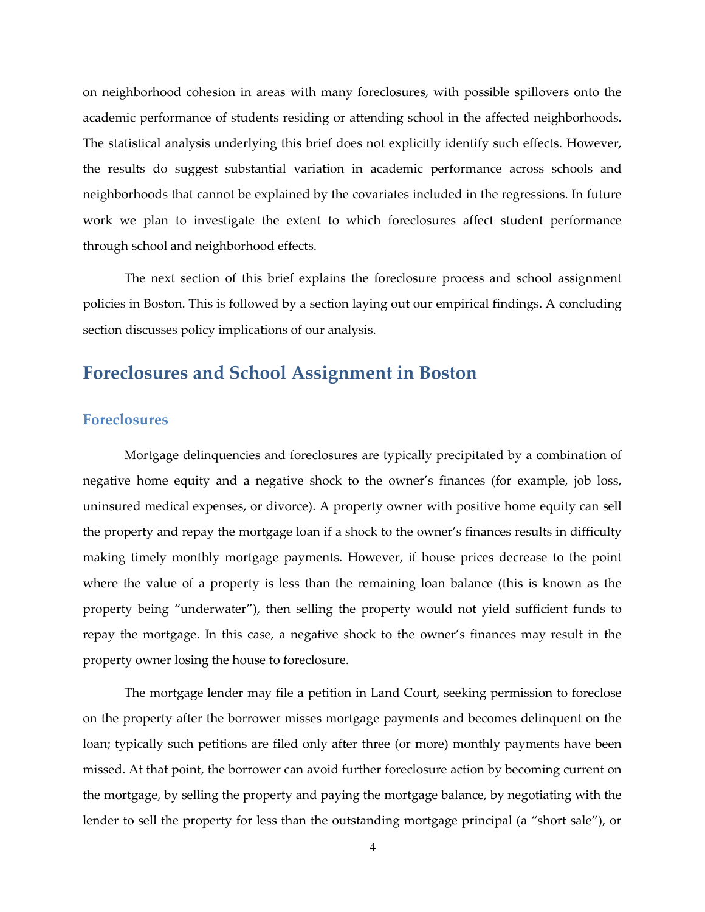on neighborhood cohesion in areas with many foreclosures, with possible spillovers onto the academic performance of students residing or attending school in the affected neighborhoods. The statistical analysis underlying this brief does not explicitly identify such effects. However, the results do suggest substantial variation in academic performance across schools and neighborhoods that cannot be explained by the covariates included in the regressions. In future work we plan to investigate the extent to which foreclosures affect student performance through school and neighborhood effects.

The next section of this brief explains the foreclosure process and school assignment policies in Boston. This is followed by a section laying out our empirical findings. A concluding section discusses policy implications of our analysis.

## Foreclosures and School Assignment in Boston

### Foreclosures

Mortgage delinquencies and foreclosures are typically precipitated by a combination of negative home equity and a negative shock to the owner's finances (for example, job loss, uninsured medical expenses, or divorce). A property owner with positive home equity can sell the property and repay the mortgage loan if a shock to the owner's finances results in difficulty making timely monthly mortgage payments. However, if house prices decrease to the point where the value of a property is less than the remaining loan balance (this is known as the property being "underwater"), then selling the property would not yield sufficient funds to repay the mortgage. In this case, a negative shock to the owner's finances may result in the property owner losing the house to foreclosure.

The mortgage lender may file a petition in Land Court, seeking permission to foreclose on the property after the borrower misses mortgage payments and becomes delinquent on the loan; typically such petitions are filed only after three (or more) monthly payments have been missed. At that point, the borrower can avoid further foreclosure action by becoming current on the mortgage, by selling the property and paying the mortgage balance, by negotiating with the lender to sell the property for less than the outstanding mortgage principal (a "short sale"), or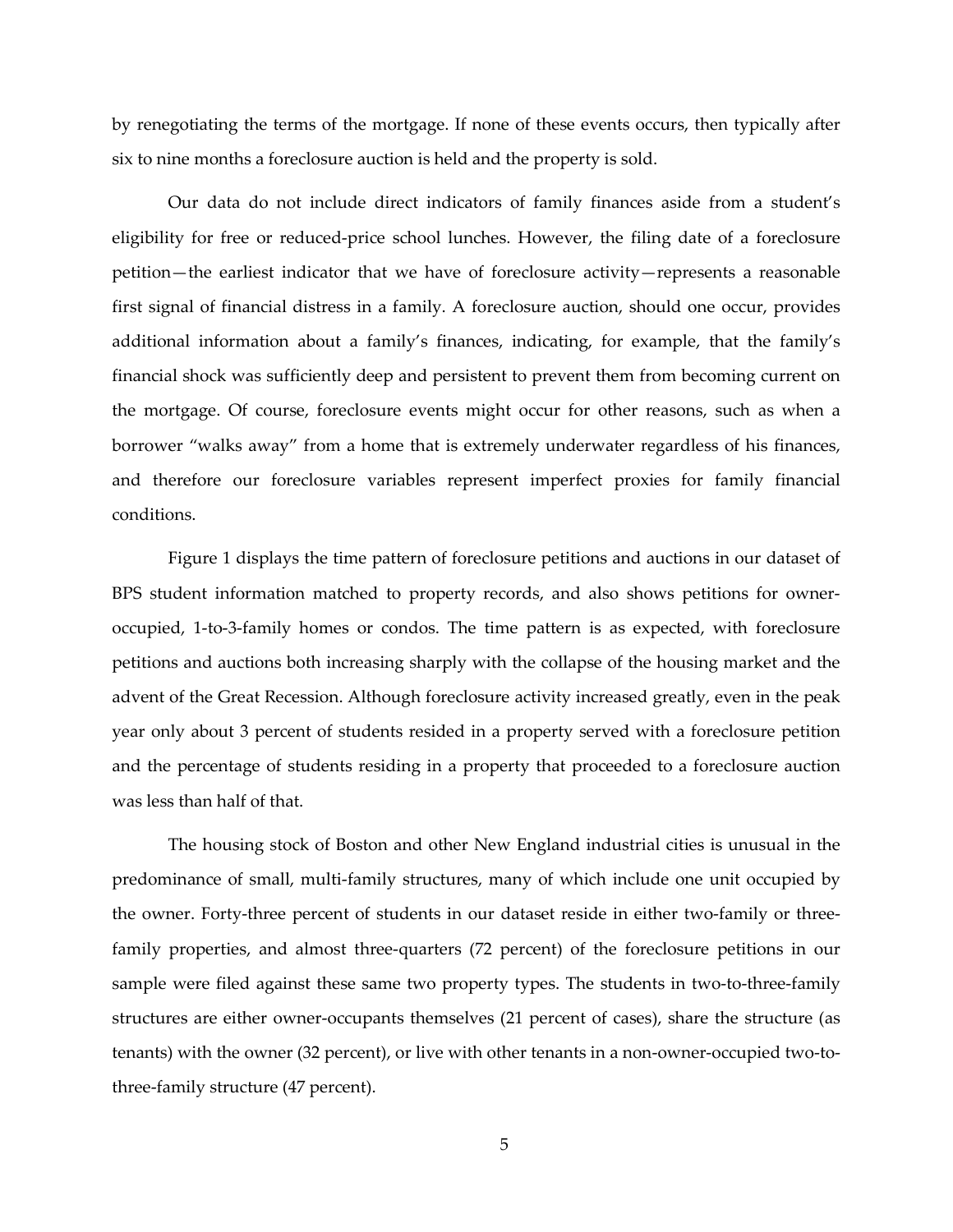by renegotiating the terms of the mortgage. If none of these events occurs, then typically after six to nine months a foreclosure auction is held and the property is sold.

Our data do not include direct indicators of family finances aside from a student's eligibility for free or reduced-price school lunches. However, the filing date of a foreclosure petition—the earliest indicator that we have of foreclosure activity—represents a reasonable first signal of financial distress in a family. A foreclosure auction, should one occur, provides additional information about a family's finances, indicating, for example, that the family's financial shock was sufficiently deep and persistent to prevent them from becoming current on the mortgage. Of course, foreclosure events might occur for other reasons, such as when a borrower "walks away" from a home that is extremely underwater regardless of his finances, and therefore our foreclosure variables represent imperfect proxies for family financial conditions.

Figure 1 displays the time pattern of foreclosure petitions and auctions in our dataset of BPS student information matched to property records, and also shows petitions for owner-occupied, 1-to-3-family homes or condos. The time pattern is as expected, with foreclosure petitions and auctions both increasing sharply with the collapse of the housing market and the advent of the Great Recession. Although foreclosure activity increased greatly, even in the peak year only about 3 percent of students resided in a property served with a foreclosure petition and the percentage of students residing in a property that proceeded to a foreclosure auction was less than half of that.

The housing stock of Boston and other New England industrial cities is unusual in the predominance of small, multi-family structures, many of which include one unit occupied by the owner. Forty-three percent of students in our dataset reside in either two-family or three-family properties, and almost three-quarters (72 percent) of the foreclosure petitions in our sample were filed against these same two property types. The students in two-to-three-family structures are either owner-occupants themselves (21 percent of cases), share the structure (as tenants) with the owner (32 percent), or live with other tenants in a non-owner-occupied two-to-three-family structure (47 percent).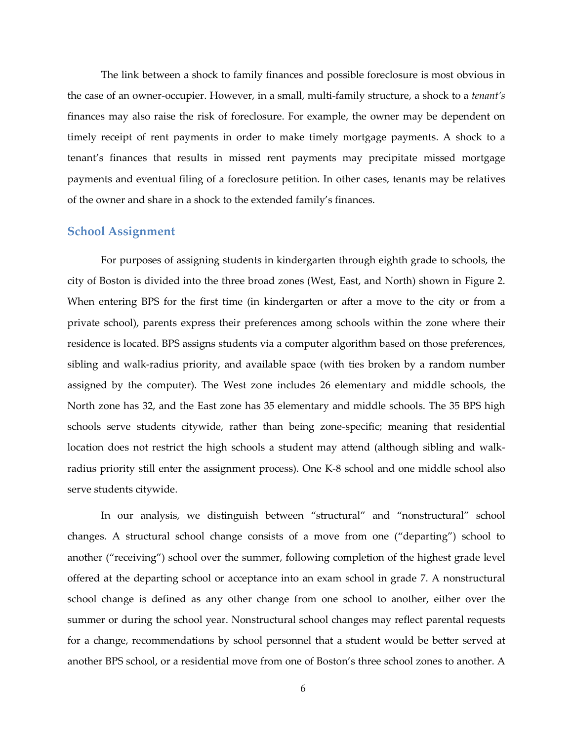The link between a shock to family finances and possible foreclosure is most obvious in the case of an owner-occupier. However, in a small, multi-family structure, a shock to a *tenant's* finances may also raise the risk of foreclosure. For example, the owner may be dependent on timely receipt of rent payments in order to make timely mortgage payments. A shock to a tenant's finances that results in missed rent payments may precipitate missed mortgage payments and eventual filing of a foreclosure petition. In other cases, tenants may be relatives of the owner and share in a shock to the extended family's finances.

## School Assignment

For purposes of assigning students in kindergarten through eighth grade to schools, the city of Boston is divided into the three broad zones (West, East, and North) shown in Figure 2. When entering BPS for the first time (in kindergarten or after a move to the city or from a private school), parents express their preferences among schools within the zone where their residence is located. BPS assigns students via a computer algorithm based on those preferences, sibling and walk-radius priority, and available space (with ties broken by a random number assigned by the computer). The West zone includes 26 elementary and middle schools, the North zone has 32, and the East zone has 35 elementary and middle schools. The 35 BPS high schools serve students citywide, rather than being zone-specific; meaning that residential location does not restrict the high schools a student may attend (although sibling and walk-radius priority still enter the assignment process). One K-8 school and one middle school also serve students citywide.

In our analysis, we distinguish between "structural" and "nonstructural" school changes. A structural school change consists of a move from one ("departing") school to another ("receiving") school over the summer, following completion of the highest grade level offered at the departing school or acceptance into an exam school in grade 7. A nonstructural school change is defined as any other change from one school to another, either over the summer or during the school year. Nonstructural school changes may reflect parental requests for a change, recommendations by school personnel that a student would be better served at another BPS school, or a residential move from one of Boston's three school zones to another. A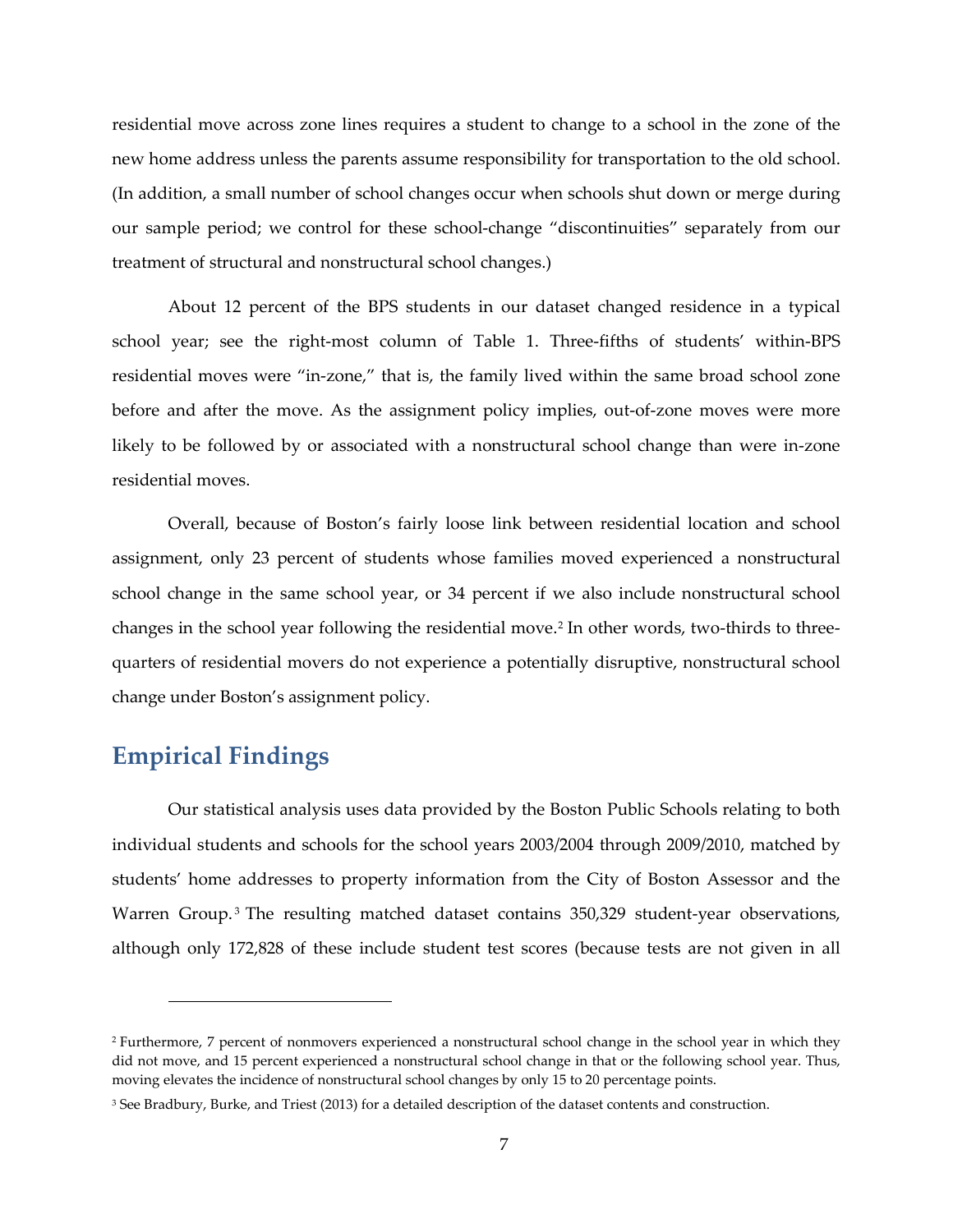residential move across zone lines requires a student to change to a school in the zone of the new home address unless the parents assume responsibility for transportation to the old school. (In addition, a small number of school changes occur when schools shut down or merge during our sample period; we control for these school-change "discontinuities" separately from our treatment of structural and nonstructural school changes.)

About 12 percent of the BPS students in our dataset changed residence in a typical school year; see the right-most column of Table 1. Three-fifths of students' within-BPS residential moves were "in-zone," that is, the family lived within the same broad school zone before and after the move. As the assignment policy implies, out-of-zone moves were more likely to be followed by or associated with a nonstructural school change than were in-zone residential moves.

Overall, because of Boston's fairly loose link between residential location and school assignment, only 23 percent of students whose families moved experienced a nonstructural school change in the same school year, or 34 percent if we also include nonstructural school changes in the school year following the residential move.[2] In other words, two-thirds to three-quarters of residential movers do not experience a potentially disruptive, nonstructural school change under Boston's assignment policy.

## Empirical Findings

Our statistical analysis uses data provided by the Boston Public Schools relating to both individual students and schools for the school years 2003/2004 through 2009/2010, matched by students' home addresses to property information from the City of Boston Assessor and the Warren Group.[3] The resulting matched dataset contains 350,329 student-year observations, although only 172,828 of these include student test scores (because tests are not given in all

[2] Furthermore, 7 percent of nonmovers experienced a nonstructural school change in the school year in which they did not move, and 15 percent experienced a nonstructural school change in that or the following school year. Thus, moving elevates the incidence of nonstructural school changes by only 15 to 20 percentage points.

[3] See Bradbury, Burke, and Triest (2013) for a detailed description of the dataset contents and construction.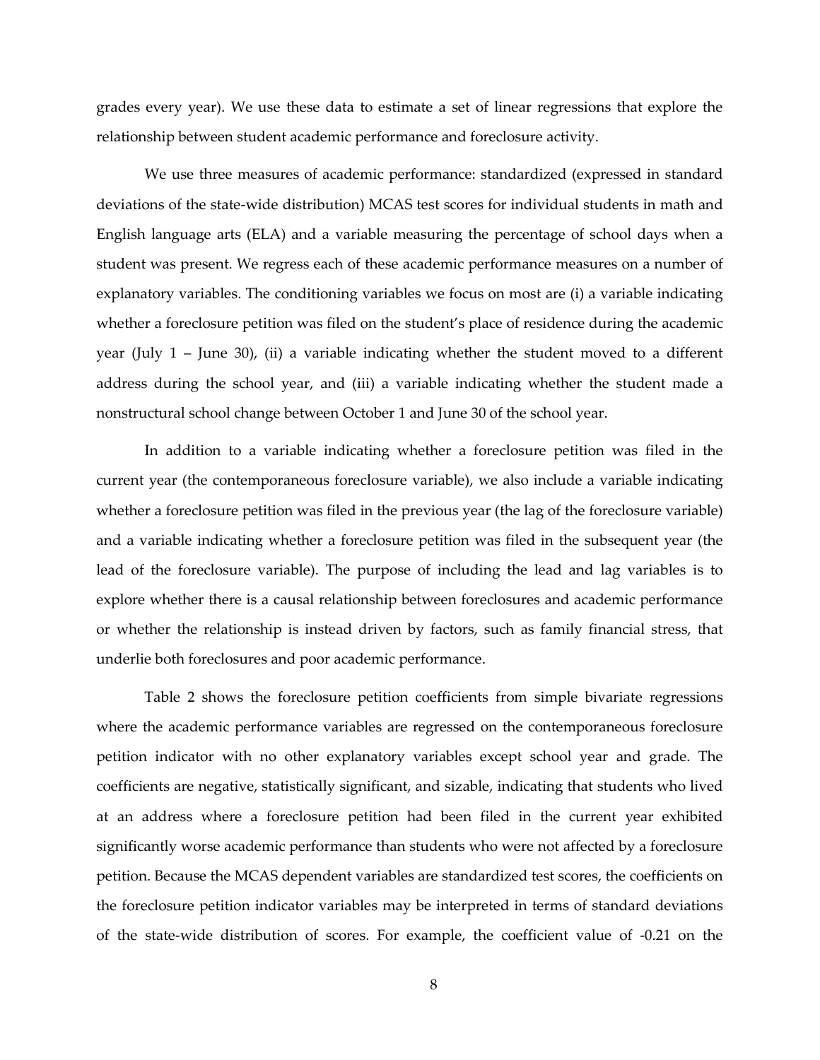grades every year). We use these data to estimate a set of linear regressions that explore the relationship between student academic performance and foreclosure activity.

We use three measures of academic performance: standardized (expressed in standard deviations of the state-wide distribution) MCAS test scores for individual students in math and English language arts (ELA) and a variable measuring the percentage of school days when a student was present. We regress each of these academic performance measures on a number of explanatory variables. The conditioning variables we focus on most are (i) a variable indicating whether a foreclosure petition was filed on the student's place of residence during the academic year (July 1 – June 30), (ii) a variable indicating whether the student moved to a different address during the school year, and (iii) a variable indicating whether the student made a nonstructural school change between October 1 and June 30 of the school year.

In addition to a variable indicating whether a foreclosure petition was filed in the current year (the contemporaneous foreclosure variable), we also include a variable indicating whether a foreclosure petition was filed in the previous year (the lag of the foreclosure variable) and a variable indicating whether a foreclosure petition was filed in the subsequent year (the lead of the foreclosure variable). The purpose of including the lead and lag variables is to explore whether there is a causal relationship between foreclosures and academic performance or whether the relationship is instead driven by factors, such as family financial stress, that underlie both foreclosures and poor academic performance.

Table 2 shows the foreclosure petition coefficients from simple bivariate regressions where the academic performance variables are regressed on the contemporaneous foreclosure petition indicator with no other explanatory variables except school year and grade. The coefficients are negative, statistically significant, and sizable, indicating that students who lived at an address where a foreclosure petition had been filed in the current year exhibited significantly worse academic performance than students who were not affected by a foreclosure petition. Because the MCAS dependent variables are standardized test scores, the coefficients on the foreclosure petition indicator variables may be interpreted in terms of standard deviations of the state-wide distribution of scores. For example, the coefficient value of -0.21 on the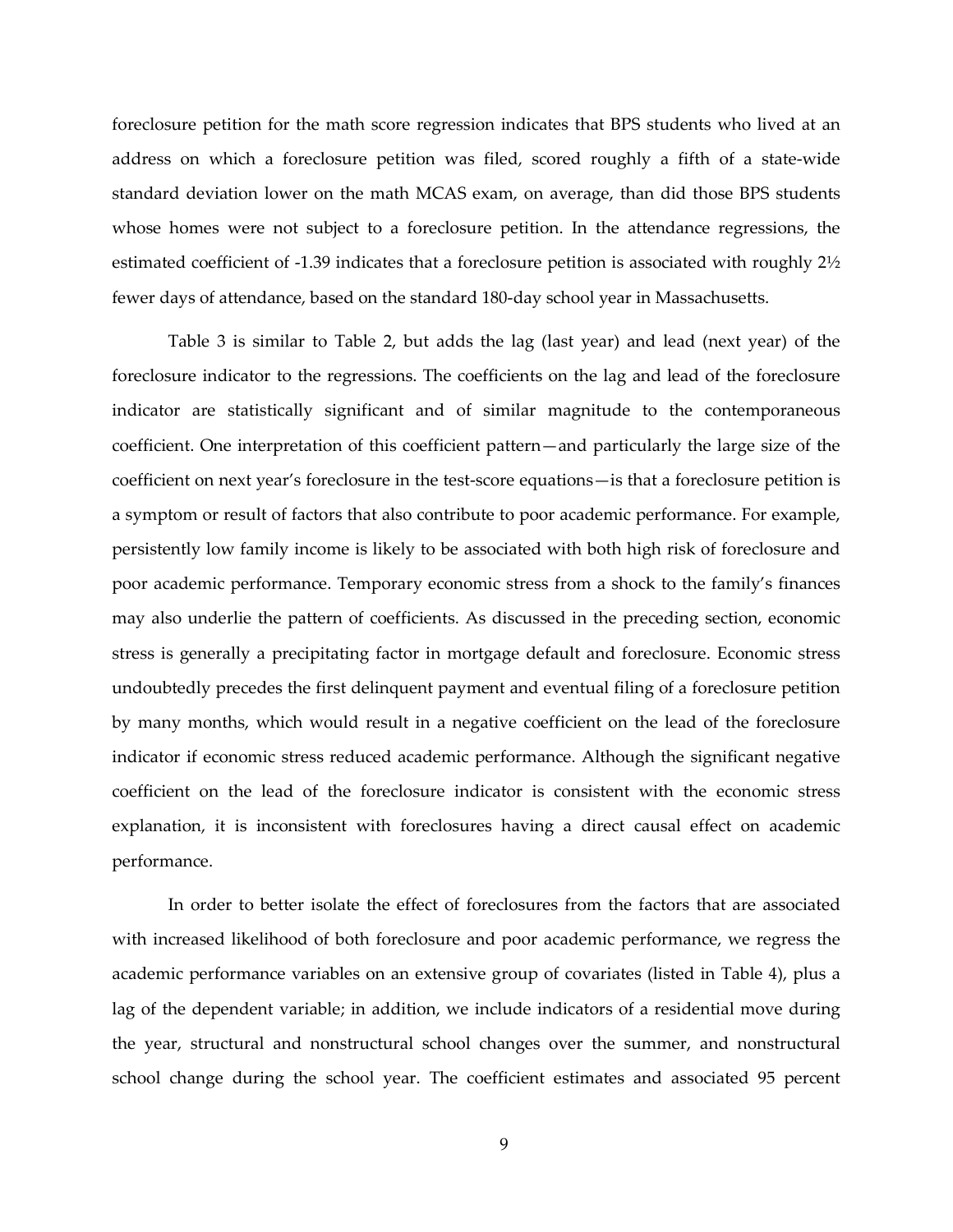foreclosure petition for the math score regression indicates that BPS students who lived at an address on which a foreclosure petition was filed, scored roughly a fifth of a state-wide standard deviation lower on the math MCAS exam, on average, than did those BPS students whose homes were not subject to a foreclosure petition. In the attendance regressions, the estimated coefficient of -1.39 indicates that a foreclosure petition is associated with roughly 2½ fewer days of attendance, based on the standard 180-day school year in Massachusetts.

Table 3 is similar to Table 2, but adds the lag (last year) and lead (next year) of the foreclosure indicator to the regressions. The coefficients on the lag and lead of the foreclosure indicator are statistically significant and of similar magnitude to the contemporaneous coefficient. One interpretation of this coefficient pattern—and particularly the large size of the coefficient on next year's foreclosure in the test-score equations—is that a foreclosure petition is a symptom or result of factors that also contribute to poor academic performance. For example, persistently low family income is likely to be associated with both high risk of foreclosure and poor academic performance. Temporary economic stress from a shock to the family's finances may also underlie the pattern of coefficients. As discussed in the preceding section, economic stress is generally a precipitating factor in mortgage default and foreclosure. Economic stress undoubtedly precedes the first delinquent payment and eventual filing of a foreclosure petition by many months, which would result in a negative coefficient on the lead of the foreclosure indicator if economic stress reduced academic performance. Although the significant negative coefficient on the lead of the foreclosure indicator is consistent with the economic stress explanation, it is inconsistent with foreclosures having a direct causal effect on academic performance.

In order to better isolate the effect of foreclosures from the factors that are associated with increased likelihood of both foreclosure and poor academic performance, we regress the academic performance variables on an extensive group of covariates (listed in Table 4), plus a lag of the dependent variable; in addition, we include indicators of a residential move during the year, structural and nonstructural school changes over the summer, and nonstructural school change during the school year. The coefficient estimates and associated 95 percent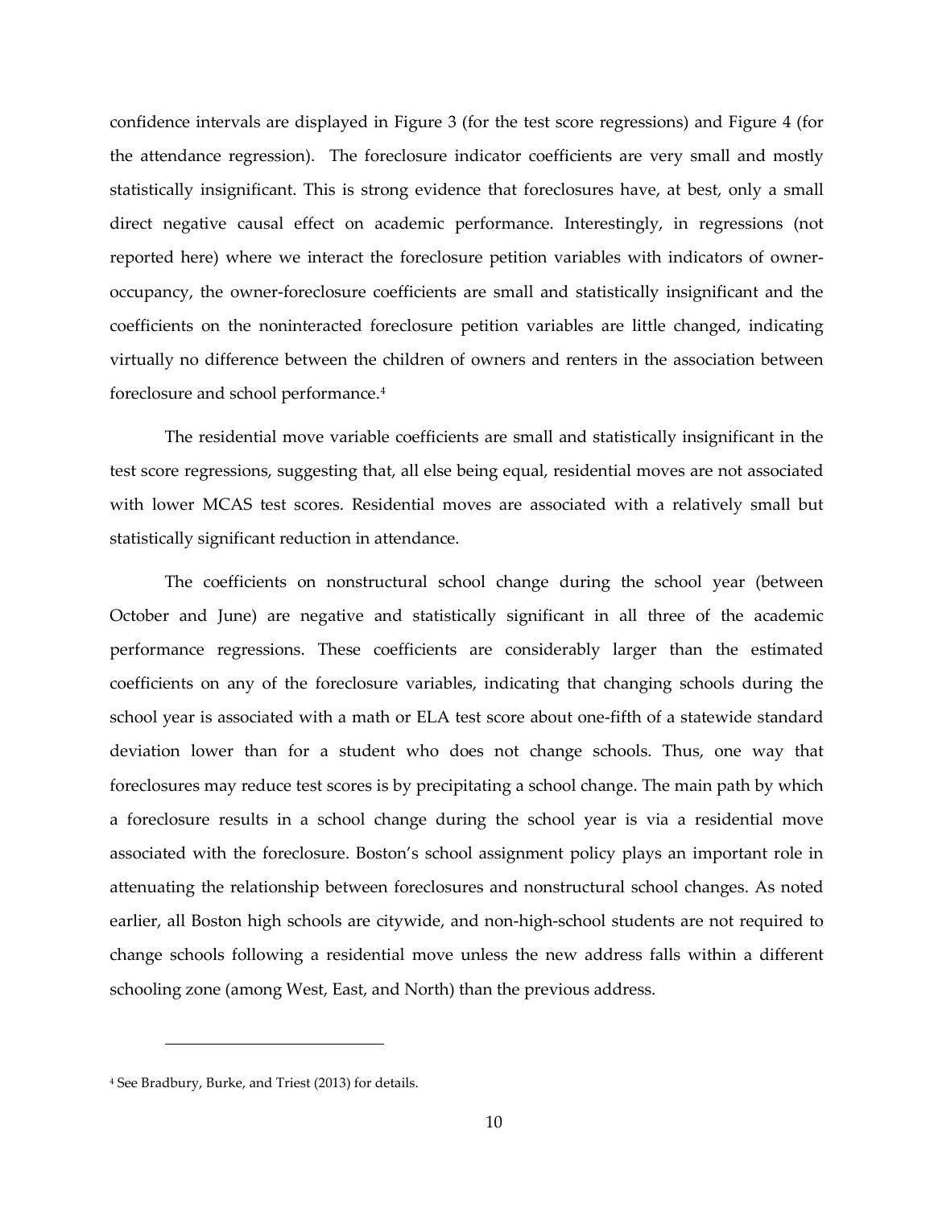confidence intervals are displayed in Figure 3 (for the test score regressions) and Figure 4 (for the attendance regression). The foreclosure indicator coefficients are very small and mostly statistically insignificant. This is strong evidence that foreclosures have, at best, only a small direct negative causal effect on academic performance. Interestingly, in regressions (not reported here) where we interact the foreclosure petition variables with indicators of owner-occupancy, the owner-foreclosure coefficients are small and statistically insignificant and the coefficients on the noninteracted foreclosure petition variables are little changed, indicating virtually no difference between the children of owners and renters in the association between foreclosure and school performance.[4]

The residential move variable coefficients are small and statistically insignificant in the test score regressions, suggesting that, all else being equal, residential moves are not associated with lower MCAS test scores. Residential moves are associated with a relatively small but statistically significant reduction in attendance.

The coefficients on nonstructural school change during the school year (between October and June) are negative and statistically significant in all three of the academic performance regressions. These coefficients are considerably larger than the estimated coefficients on any of the foreclosure variables, indicating that changing schools during the school year is associated with a math or ELA test score about one-fifth of a statewide standard deviation lower than for a student who does not change schools. Thus, one way that foreclosures may reduce test scores is by precipitating a school change. The main path by which a foreclosure results in a school change during the school year is via a residential move associated with the foreclosure. Boston's school assignment policy plays an important role in attenuating the relationship between foreclosures and nonstructural school changes. As noted earlier, all Boston high schools are citywide, and non-high-school students are not required to change schools following a residential move unless the new address falls within a different schooling zone (among West, East, and North) than the previous address.

[4] See Bradbury, Burke, and Triest (2013) for details.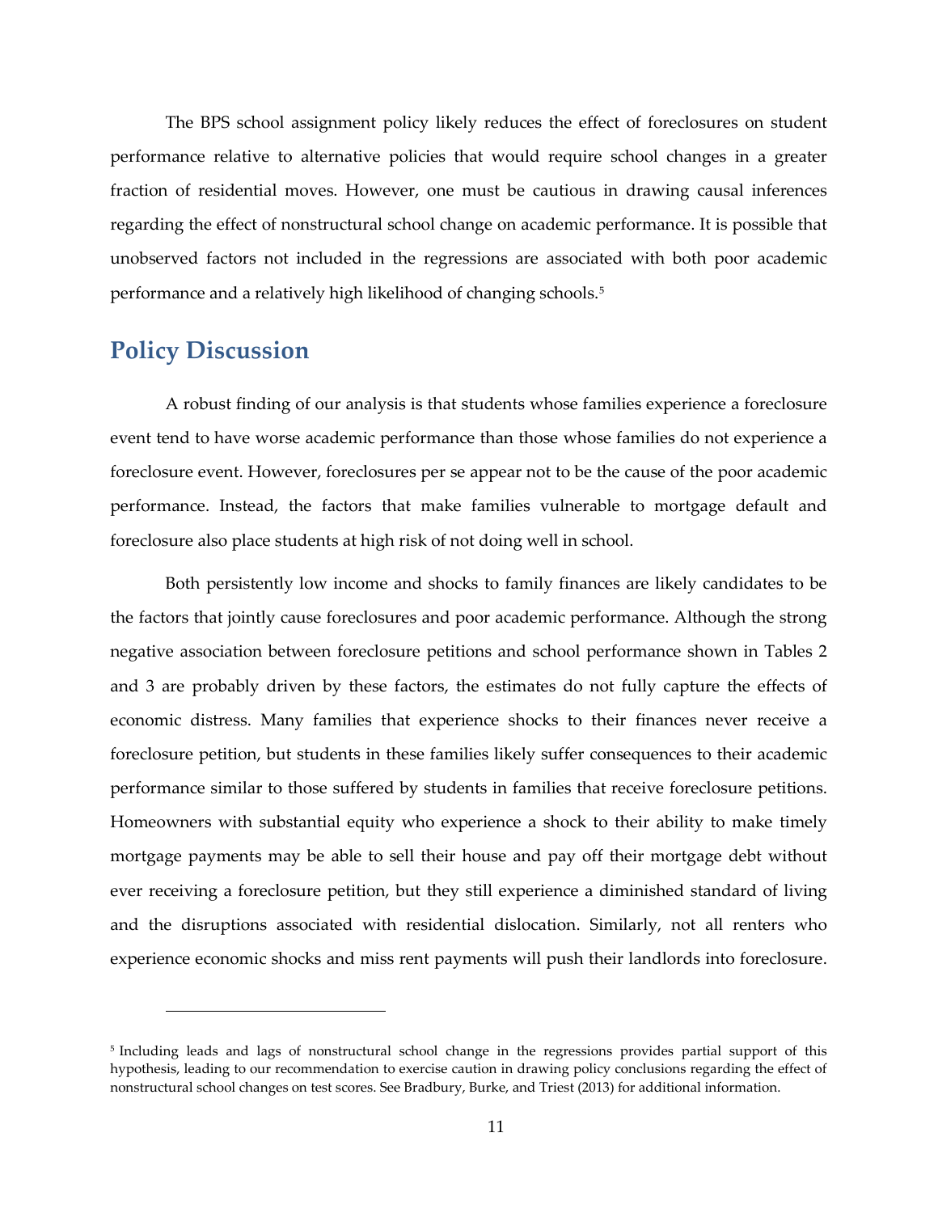The BPS school assignment policy likely reduces the effect of foreclosures on student performance relative to alternative policies that would require school changes in a greater fraction of residential moves. However, one must be cautious in drawing causal inferences regarding the effect of nonstructural school change on academic performance. It is possible that unobserved factors not included in the regressions are associated with both poor academic performance and a relatively high likelihood of changing schools.[5]

## Policy Discussion

A robust finding of our analysis is that students whose families experience a foreclosure event tend to have worse academic performance than those whose families do not experience a foreclosure event. However, foreclosures per se appear not to be the cause of the poor academic performance. Instead, the factors that make families vulnerable to mortgage default and foreclosure also place students at high risk of not doing well in school.

Both persistently low income and shocks to family finances are likely candidates to be the factors that jointly cause foreclosures and poor academic performance. Although the strong negative association between foreclosure petitions and school performance shown in Tables 2 and 3 are probably driven by these factors, the estimates do not fully capture the effects of economic distress. Many families that experience shocks to their finances never receive a foreclosure petition, but students in these families likely suffer consequences to their academic performance similar to those suffered by students in families that receive foreclosure petitions. Homeowners with substantial equity who experience a shock to their ability to make timely mortgage payments may be able to sell their house and pay off their mortgage debt without ever receiving a foreclosure petition, but they still experience a diminished standard of living and the disruptions associated with residential dislocation. Similarly, not all renters who experience economic shocks and miss rent payments will push their landlords into foreclosure.

---

[5] Including leads and lags of nonstructural school change in the regressions provides partial support of this hypothesis, leading to our recommendation to exercise caution in drawing policy conclusions regarding the effect of nonstructural school changes on test scores. See Bradbury, Burke, and Triest (2013) for additional information.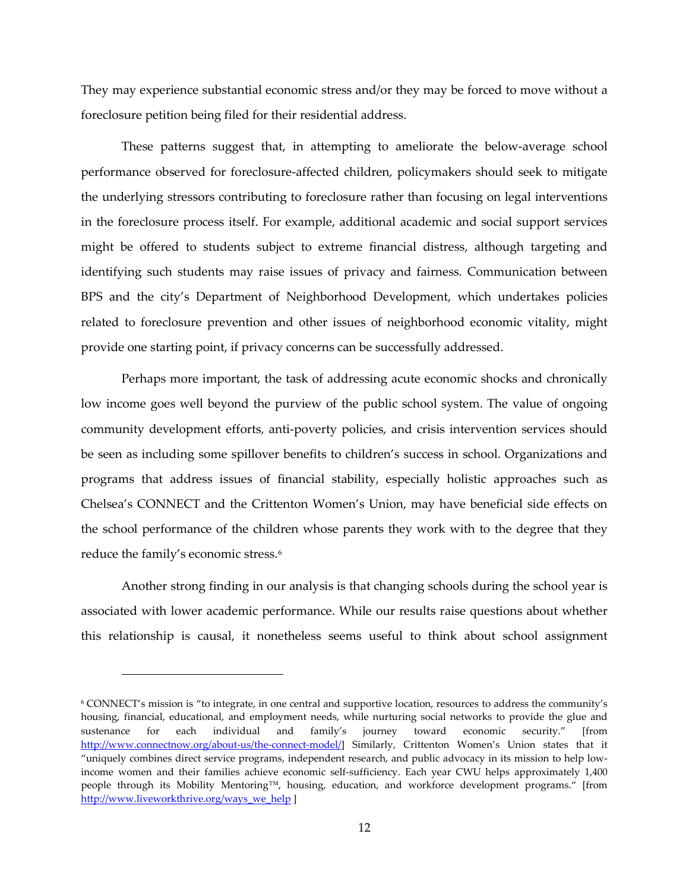They may experience substantial economic stress and/or they may be forced to move without a foreclosure petition being filed for their residential address.

These patterns suggest that, in attempting to ameliorate the below-average school performance observed for foreclosure-affected children, policymakers should seek to mitigate the underlying stressors contributing to foreclosure rather than focusing on legal interventions in the foreclosure process itself. For example, additional academic and social support services might be offered to students subject to extreme financial distress, although targeting and identifying such students may raise issues of privacy and fairness. Communication between BPS and the city's Department of Neighborhood Development, which undertakes policies related to foreclosure prevention and other issues of neighborhood economic vitality, might provide one starting point, if privacy concerns can be successfully addressed.

Perhaps more important, the task of addressing acute economic shocks and chronically low income goes well beyond the purview of the public school system. The value of ongoing community development efforts, anti-poverty policies, and crisis intervention services should be seen as including some spillover benefits to children's success in school. Organizations and programs that address issues of financial stability, especially holistic approaches such as Chelsea's CONNECT and the Crittenton Women's Union, may have beneficial side effects on the school performance of the children whose parents they work with to the degree that they reduce the family's economic stress.[6]

Another strong finding in our analysis is that changing schools during the school year is associated with lower academic performance. While our results raise questions about whether this relationship is causal, it nonetheless seems useful to think about school assignment

---

[6] CONNECT's mission is "to integrate, in one central and supportive location, resources to address the community's housing, financial, educational, and employment needs, while nurturing social networks to provide the glue and sustenance for each individual and family's journey toward economic security." [from http://www.connectnow.org/about-us/the-connect-model/] Similarly, Crittenton Women's Union states that it "uniquely combines direct service programs, independent research, and public advocacy in its mission to help low-income women and their families achieve economic self-sufficiency. Each year CWU helps approximately 1,400 people through its Mobility Mentoring™, housing, education, and workforce development programs." [from http://www.liveworkthrive.org/ways_we_help ]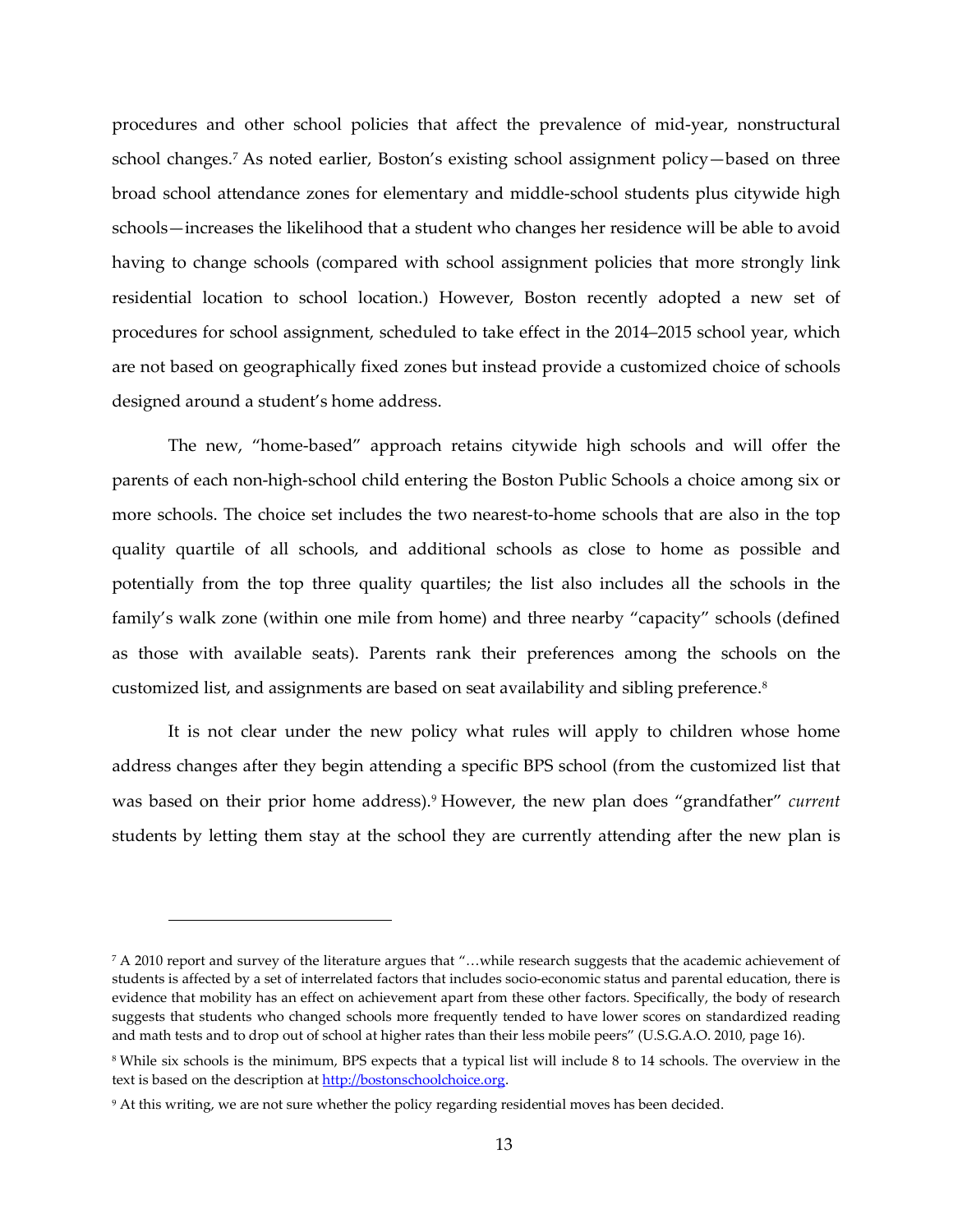procedures and other school policies that affect the prevalence of mid-year, nonstructural school changes.[7] As noted earlier, Boston's existing school assignment policy—based on three broad school attendance zones for elementary and middle-school students plus citywide high schools—increases the likelihood that a student who changes her residence will be able to avoid having to change schools (compared with school assignment policies that more strongly link residential location to school location.) However, Boston recently adopted a new set of procedures for school assignment, scheduled to take effect in the 2014–2015 school year, which are not based on geographically fixed zones but instead provide a customized choice of schools designed around a student's home address.

The new, "home-based" approach retains citywide high schools and will offer the parents of each non-high-school child entering the Boston Public Schools a choice among six or more schools. The choice set includes the two nearest-to-home schools that are also in the top quality quartile of all schools, and additional schools as close to home as possible and potentially from the top three quality quartiles; the list also includes all the schools in the family's walk zone (within one mile from home) and three nearby "capacity" schools (defined as those with available seats). Parents rank their preferences among the schools on the customized list, and assignments are based on seat availability and sibling preference.[8]

It is not clear under the new policy what rules will apply to children whose home address changes after they begin attending a specific BPS school (from the customized list that was based on their prior home address).[9] However, the new plan does "grandfather" *current* students by letting them stay at the school they are currently attending after the new plan is

---

[7] A 2010 report and survey of the literature argues that "…while research suggests that the academic achievement of students is affected by a set of interrelated factors that includes socio-economic status and parental education, there is evidence that mobility has an effect on achievement apart from these other factors. Specifically, the body of research suggests that students who changed schools more frequently tended to have lower scores on standardized reading and math tests and to drop out of school at higher rates than their less mobile peers" (U.S.G.A.O. 2010, page 16).

[8] While six schools is the minimum, BPS expects that a typical list will include 8 to 14 schools. The overview in the text is based on the description at [http://bostonschoolchoice.org](http://bostonschoolchoice.org).

[9] At this writing, we are not sure whether the policy regarding residential moves has been decided.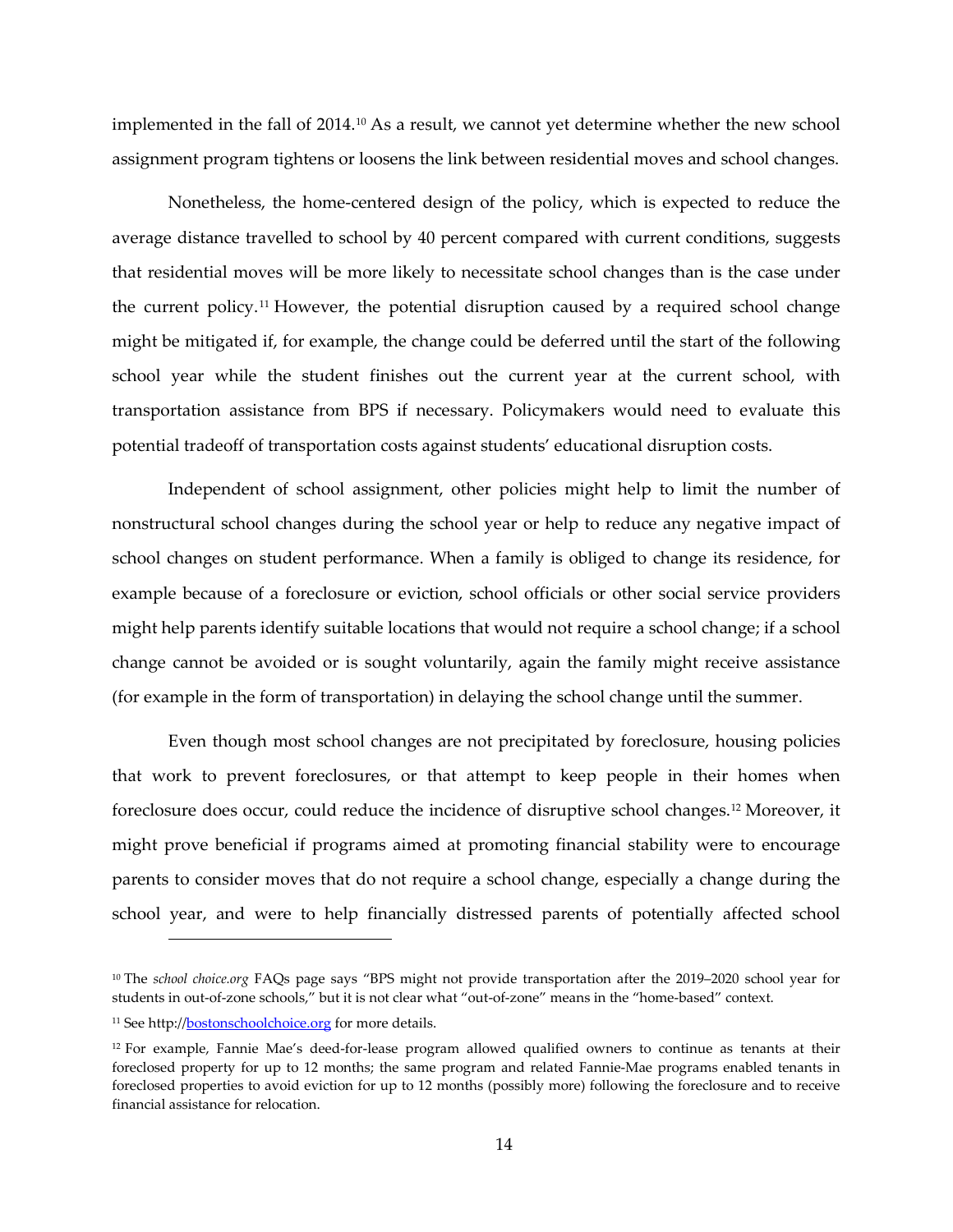implemented in the fall of 2014.[10] As a result, we cannot yet determine whether the new school assignment program tightens or loosens the link between residential moves and school changes.

Nonetheless, the home-centered design of the policy, which is expected to reduce the average distance travelled to school by 40 percent compared with current conditions, suggests that residential moves will be more likely to necessitate school changes than is the case under the current policy.[11] However, the potential disruption caused by a required school change might be mitigated if, for example, the change could be deferred until the start of the following school year while the student finishes out the current year at the current school, with transportation assistance from BPS if necessary. Policymakers would need to evaluate this potential tradeoff of transportation costs against students' educational disruption costs.

Independent of school assignment, other policies might help to limit the number of nonstructural school changes during the school year or help to reduce any negative impact of school changes on student performance. When a family is obliged to change its residence, for example because of a foreclosure or eviction, school officials or other social service providers might help parents identify suitable locations that would not require a school change; if a school change cannot be avoided or is sought voluntarily, again the family might receive assistance (for example in the form of transportation) in delaying the school change until the summer.

Even though most school changes are not precipitated by foreclosure, housing policies that work to prevent foreclosures, or that attempt to keep people in their homes when foreclosure does occur, could reduce the incidence of disruptive school changes.[12] Moreover, it might prove beneficial if programs aimed at promoting financial stability were to encourage parents to consider moves that do not require a school change, especially a change during the school year, and were to help financially distressed parents of potentially affected school

---

[10] The *school choice.org* FAQs page says "BPS might not provide transportation after the 2019–2020 school year for students in out-of-zone schools," but it is not clear what "out-of-zone" means in the "home-based" context.

[11] See http://bostonschoolchoice.org for more details.

[12] For example, Fannie Mae's deed-for-lease program allowed qualified owners to continue as tenants at their foreclosed property for up to 12 months; the same program and related Fannie-Mae programs enabled tenants in foreclosed properties to avoid eviction for up to 12 months (possibly more) following the foreclosure and to receive financial assistance for relocation.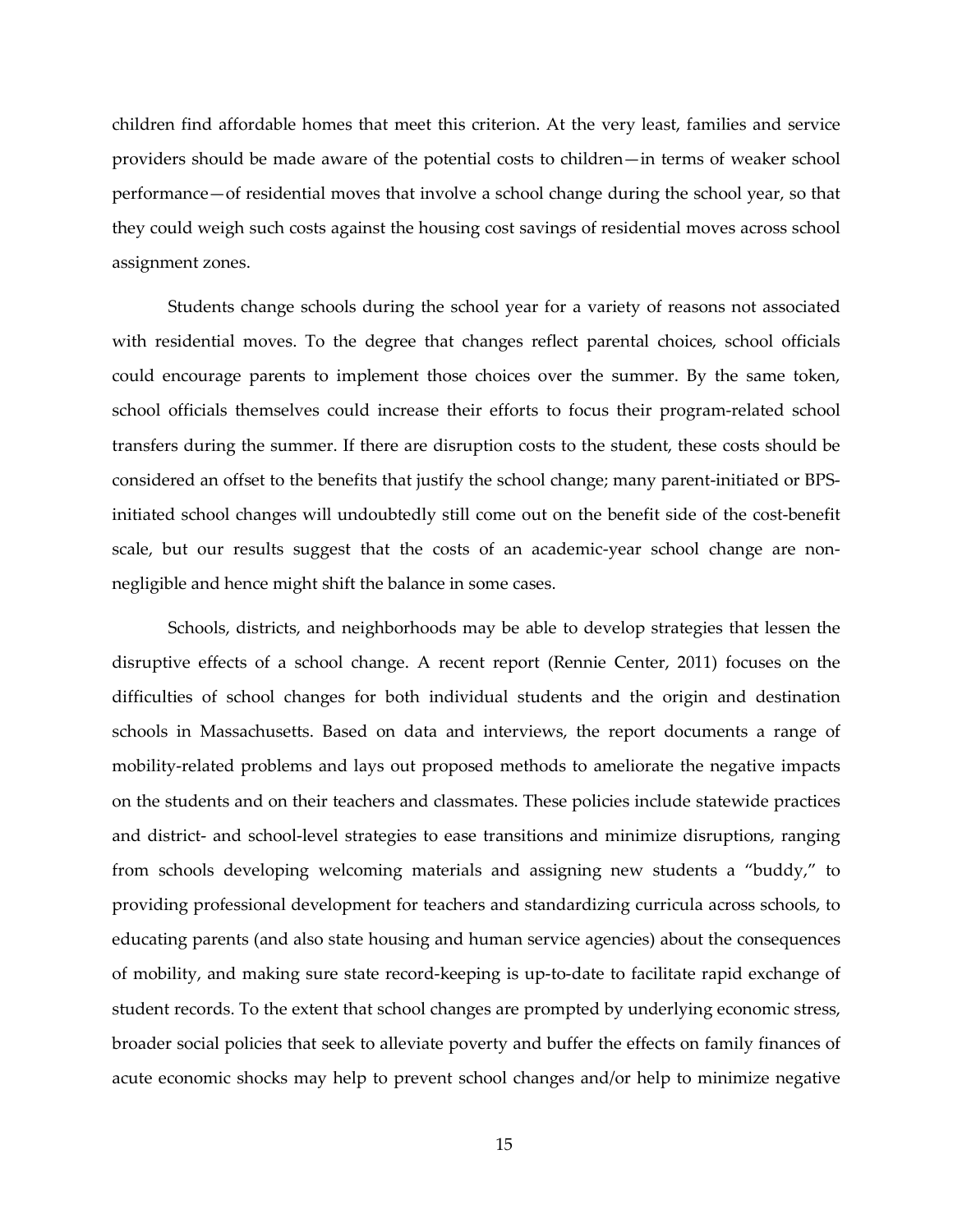children find affordable homes that meet this criterion. At the very least, families and service providers should be made aware of the potential costs to children—in terms of weaker school performance—of residential moves that involve a school change during the school year, so that they could weigh such costs against the housing cost savings of residential moves across school assignment zones.

Students change schools during the school year for a variety of reasons not associated with residential moves. To the degree that changes reflect parental choices, school officials could encourage parents to implement those choices over the summer. By the same token, school officials themselves could increase their efforts to focus their program-related school transfers during the summer. If there are disruption costs to the student, these costs should be considered an offset to the benefits that justify the school change; many parent-initiated or BPS-initiated school changes will undoubtedly still come out on the benefit side of the cost-benefit scale, but our results suggest that the costs of an academic-year school change are non-negligible and hence might shift the balance in some cases.

Schools, districts, and neighborhoods may be able to develop strategies that lessen the disruptive effects of a school change. A recent report (Rennie Center, 2011) focuses on the difficulties of school changes for both individual students and the origin and destination schools in Massachusetts. Based on data and interviews, the report documents a range of mobility-related problems and lays out proposed methods to ameliorate the negative impacts on the students and on their teachers and classmates. These policies include statewide practices and district- and school-level strategies to ease transitions and minimize disruptions, ranging from schools developing welcoming materials and assigning new students a "buddy," to providing professional development for teachers and standardizing curricula across schools, to educating parents (and also state housing and human service agencies) about the consequences of mobility, and making sure state record-keeping is up-to-date to facilitate rapid exchange of student records. To the extent that school changes are prompted by underlying economic stress, broader social policies that seek to alleviate poverty and buffer the effects on family finances of acute economic shocks may help to prevent school changes and/or help to minimize negative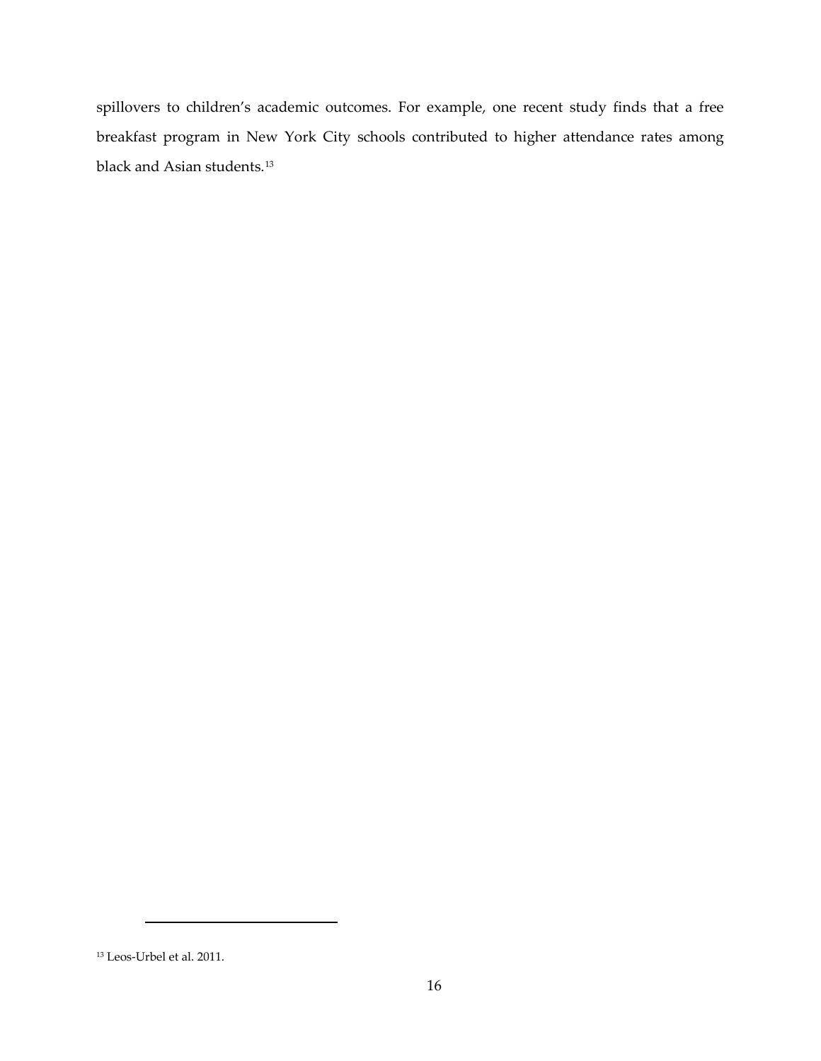spillovers to children's academic outcomes. For example, one recent study finds that a free breakfast program in New York City schools contributed to higher attendance rates among black and Asian students.[13]

[13] Leos-Urbel et al. 2011.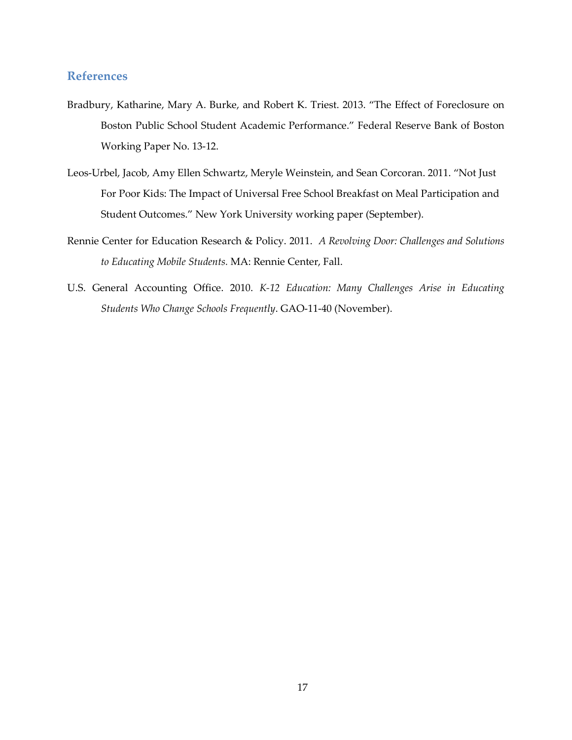## References

Bradbury, Katharine, Mary A. Burke, and Robert K. Triest. 2013. "The Effect of Foreclosure on Boston Public School Student Academic Performance." Federal Reserve Bank of Boston Working Paper No. 13-12.

Leos-Urbel, Jacob, Amy Ellen Schwartz, Meryle Weinstein, and Sean Corcoran. 2011. "Not Just For Poor Kids: The Impact of Universal Free School Breakfast on Meal Participation and Student Outcomes." New York University working paper (September).

Rennie Center for Education Research & Policy. 2011. *A Revolving Door: Challenges and Solutions to Educating Mobile Students.* MA: Rennie Center, Fall.

U.S. General Accounting Office. 2010. *K-12 Education: Many Challenges Arise in Educating Students Who Change Schools Frequently*. GAO-11-40 (November).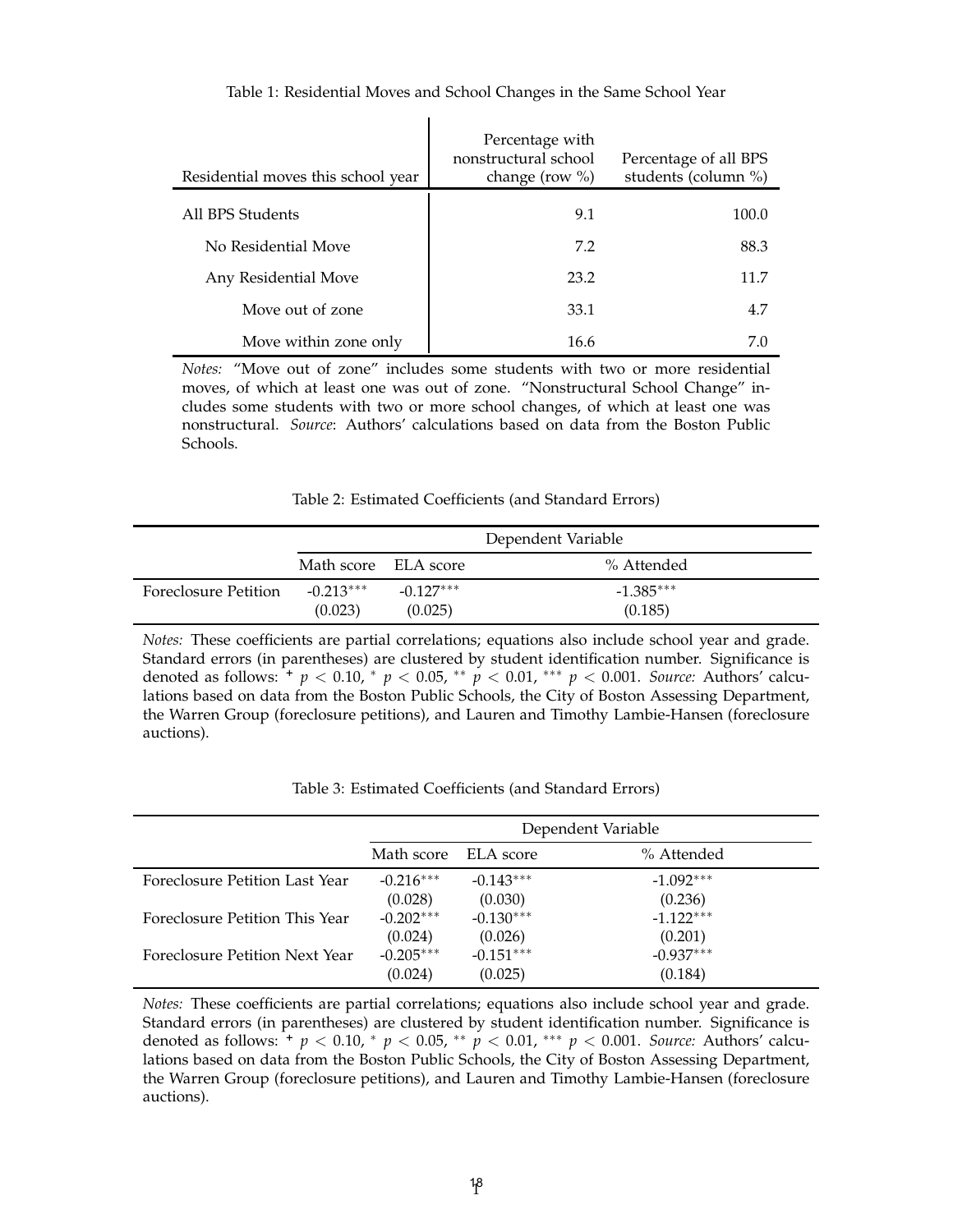Table 1: Residential Moves and School Changes in the Same School Year

| Residential moves this school year | Percentage with nonstructural school change (row %) | Percentage of all BPS students (column %) |
|---|---|---|
| All BPS Students | 9.1 | 100.0 |
| No Residential Move | 7.2 | 88.3 |
| Any Residential Move | 23.2 | 11.7 |
| Move out of zone | 33.1 | 4.7 |
| Move within zone only | 16.6 | 7.0 |

*Notes:* "Move out of zone" includes some students with two or more residential moves, of which at least one was out of zone. "Nonstructural School Change" includes some students with two or more school changes, of which at least one was nonstructural. *Source*: Authors' calculations based on data from the Boston Public Schools.

Table 2: Estimated Coefficients (and Standard Errors)

| | Dependent Variable | | |
|---|---|---|---|
| | Math score | ELA score | % Attended |
| Foreclosure Petition | -0.213*** | -0.127*** | -1.385*** |
| | (0.023) | (0.025) | (0.185) |

*Notes:* These coefficients are partial correlations; equations also include school year and grade. Standard errors (in parentheses) are clustered by student identification number. Significance is denoted as follows: + $p < 0.10$, * $p < 0.05$, ** $p < 0.01$, *** $p < 0.001$. *Source:* Authors' calculations based on data from the Boston Public Schools, the City of Boston Assessing Department, the Warren Group (foreclosure petitions), and Lauren and Timothy Lambie-Hansen (foreclosure auctions).

Table 3: Estimated Coefficients (and Standard Errors)

| | Dependent Variable | | |
|---|---|---|---|
| | Math score | ELA score | % Attended |
| Foreclosure Petition Last Year | -0.216*** | -0.143*** | -1.092*** |
| | (0.028) | (0.030) | (0.236) |
| Foreclosure Petition This Year | -0.202*** | -0.130*** | -1.122*** |
| | (0.024) | (0.026) | (0.201) |
| Foreclosure Petition Next Year | -0.205*** | -0.151*** | -0.937*** |
| | (0.024) | (0.025) | (0.184) |

*Notes:* These coefficients are partial correlations; equations also include school year and grade. Standard errors (in parentheses) are clustered by student identification number. Significance is denoted as follows: + $p < 0.10$, * $p < 0.05$, ** $p < 0.01$, *** $p < 0.001$. *Source:* Authors' calculations based on data from the Boston Public Schools, the City of Boston Assessing Department, the Warren Group (foreclosure petitions), and Lauren and Timothy Lambie-Hansen (foreclosure auctions).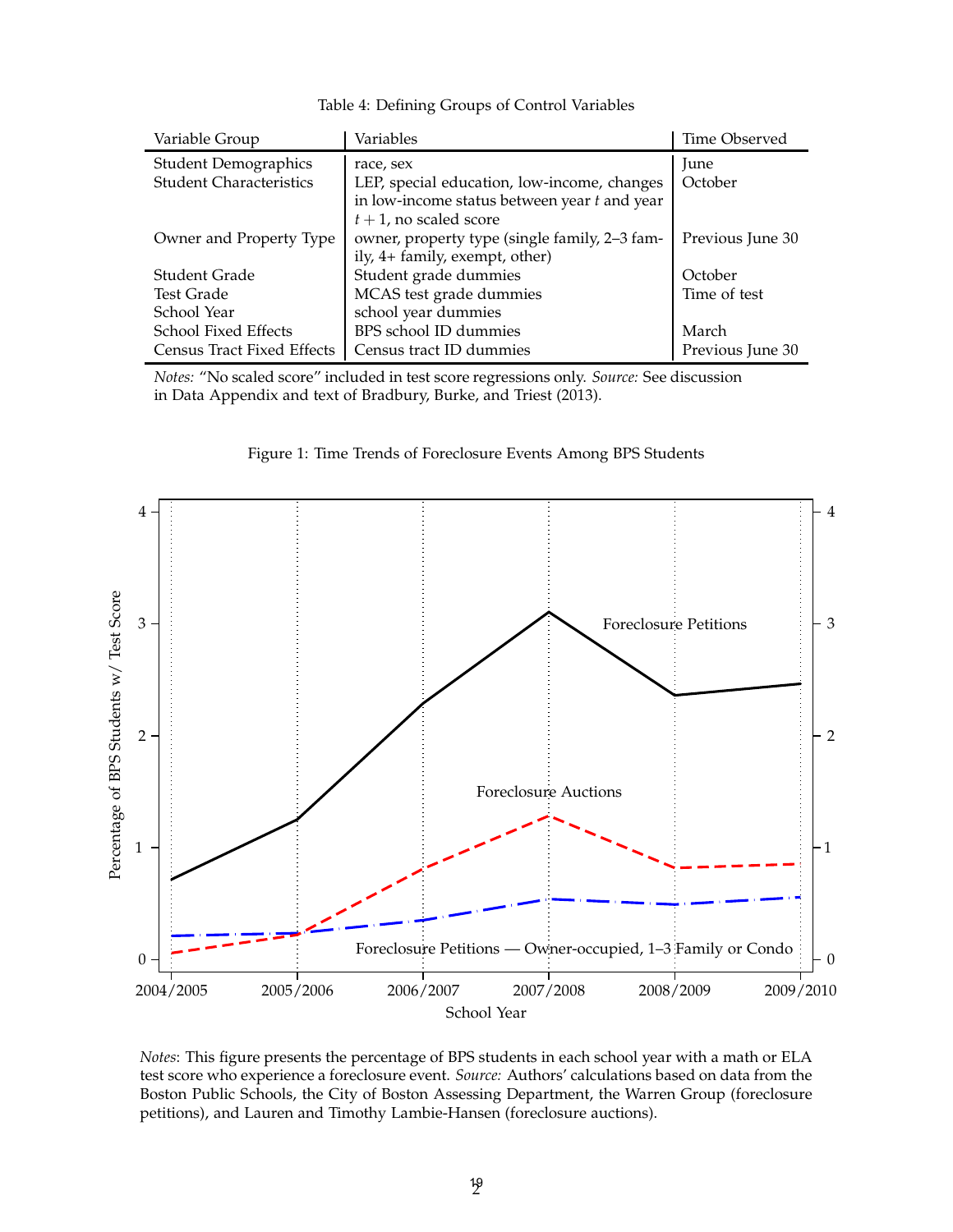Table 4: Defining Groups of Control Variables

| Variable Group | Variables | Time Observed |
|---|---|---|
| Student Demographics | race, sex | June |
| Student Characteristics | LEP, special education, low-income, changes in low-income status between year $t$ and year $t+1$, no scaled score | October |
| Owner and Property Type | owner, property type (single family, 2–3 family, 4+ family, exempt, other) | Previous June 30 |
| Student Grade | Student grade dummies | October |
| Test Grade | MCAS test grade dummies | Time of test |
| School Year | school year dummies | |
| School Fixed Effects | BPS school ID dummies | March |
| Census Tract Fixed Effects | Census tract ID dummies | Previous June 30 |

*Notes:* “No scaled score” included in test score regressions only. *Source:* See discussion in Data Appendix and text of Bradbury, Burke, and Triest (2013).

Figure 1: Time Trends of Foreclosure Events Among BPS Students

Percentage of BPS Students w/ Test Score

0
1
2
3
4

Foreclosure Petitions

Foreclosure Auctions

Foreclosure Petitions — Owner-occupied, 1–3 Family or Condo

2004/2005
2005/2006
2006/2007
2007/2008
2008/2009
2009/2010

School Year

*Notes*: This figure presents the percentage of BPS students in each school year with a math or ELA test score who experience a foreclosure event. *Source:* Authors’ calculations based on data from the Boston Public Schools, the City of Boston Assessing Department, the Warren Group (foreclosure petitions), and Lauren and Timothy Lambie-Hansen (foreclosure auctions).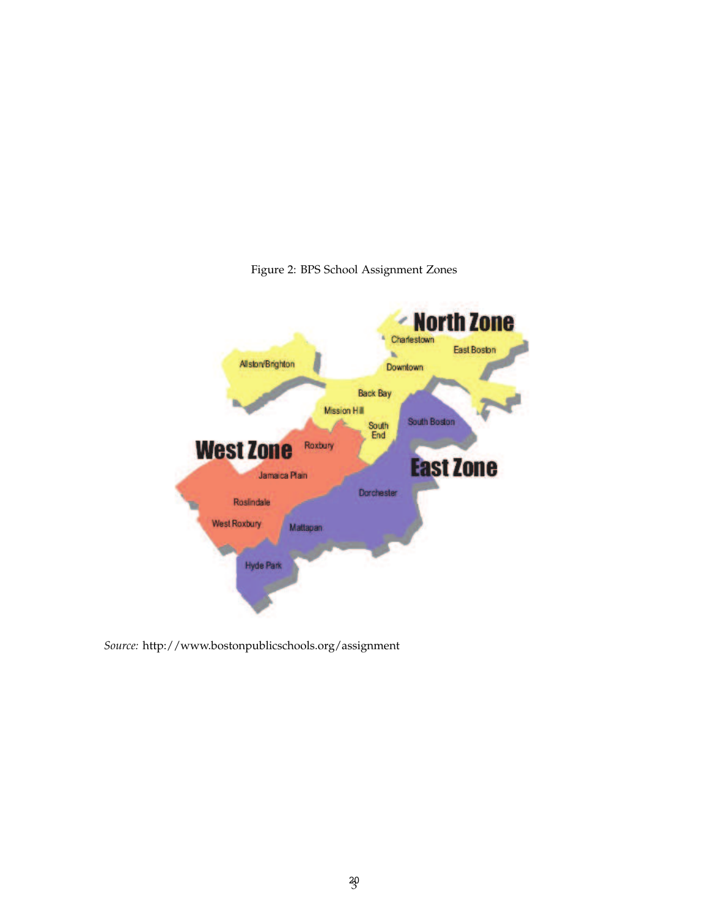Figure 2: BPS School Assignment Zones

North Zone
Charlestown
East Boston
Downtown
Allston/Brighton
Back Bay
Mission Hill
South End
South Boston
West Zone
Roxbury
East Zone
Jamaica Plain
Dorchester
Roslindale
West Roxbury
Mattapan
Hyde Park

*Source:* http://www.bostonpublicschools.org/assignment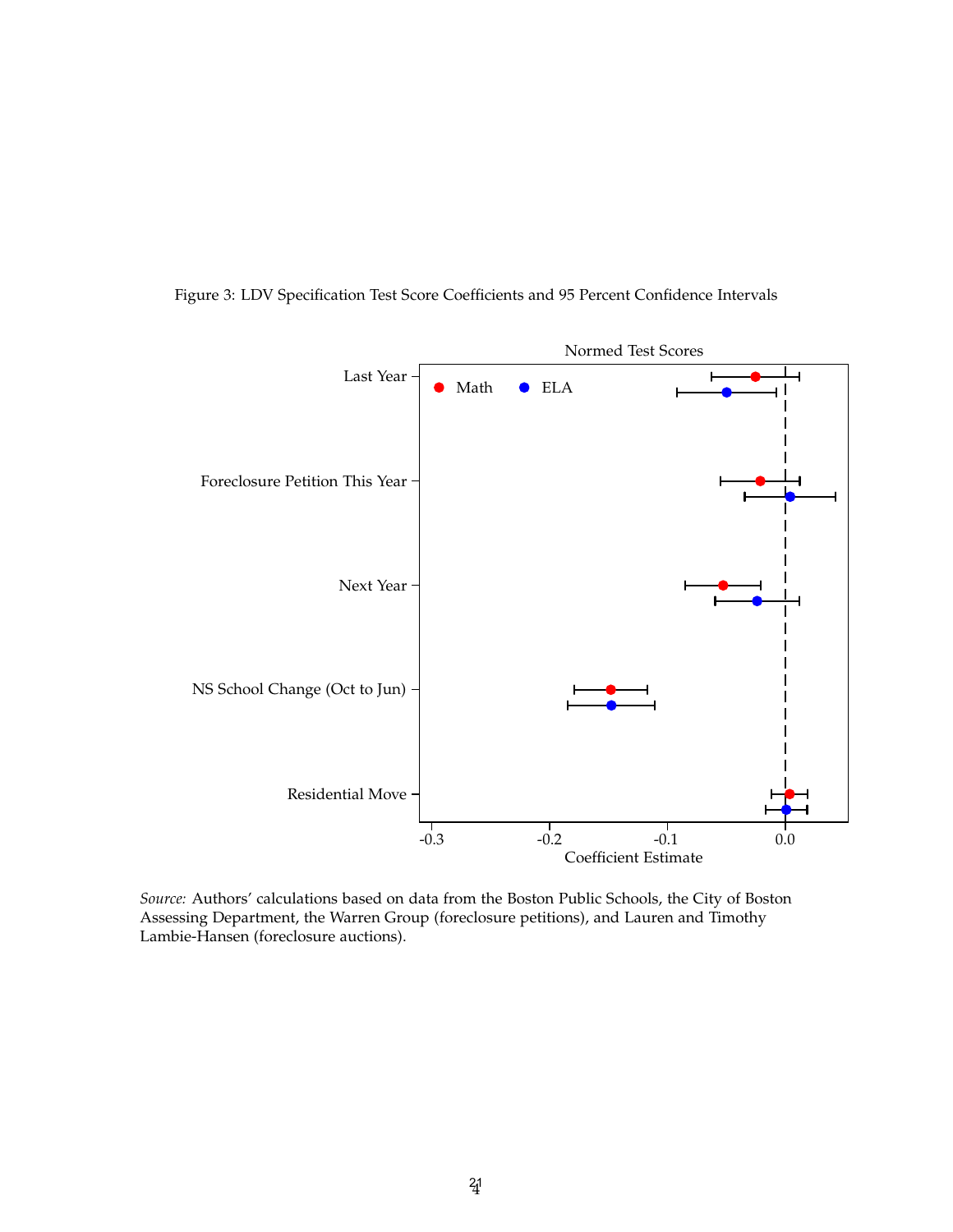Figure 3: LDV Specification Test Score Coefficients and 95 Percent Confidence Intervals

Normed Test Scores

Math
ELA

Last Year

Foreclosure Petition This Year

Next Year

NS School Change (Oct to Jun)

Residential Move

-0.3
-0.2
-0.1
0.0

Coefficient Estimate

*Source:* Authors' calculations based on data from the Boston Public Schools, the City of Boston Assessing Department, the Warren Group (foreclosure petitions), and Lauren and Timothy Lambie-Hansen (foreclosure auctions).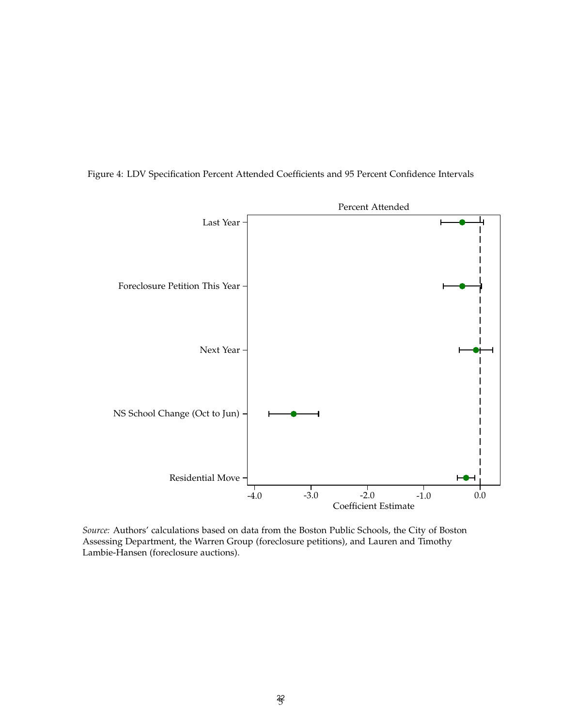Figure 4: LDV Specification Percent Attended Coefficients and 95 Percent Confidence Intervals

Percent Attended

Last Year

Foreclosure Petition This Year

Next Year

NS School Change (Oct to Jun)

Residential Move

-4.0 -3.0 -2.0 -1.0 0.0

Coefficient Estimate

*Source:* Authors' calculations based on data from the Boston Public Schools, the City of Boston Assessing Department, the Warren Group (foreclosure petitions), and Lauren and Timothy Lambie-Hansen (foreclosure auctions).